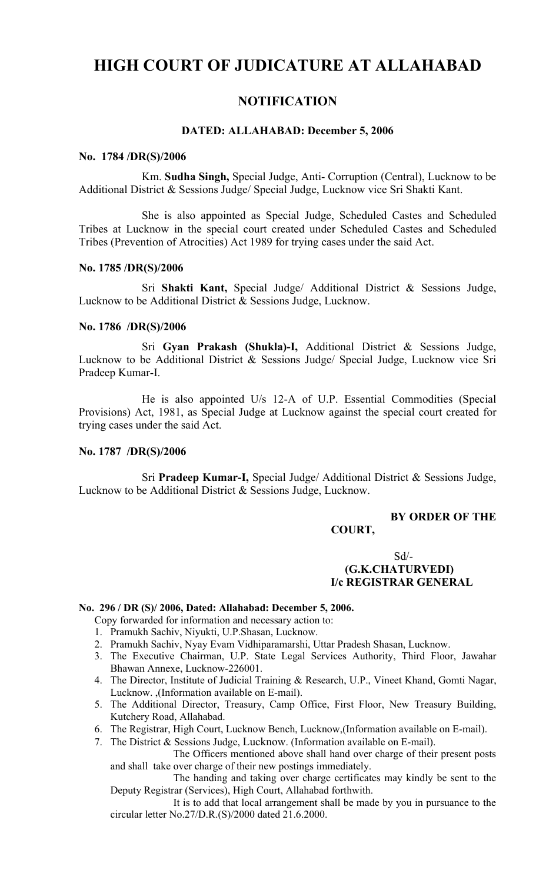# HIGH COURT OF JUDICATURE AT ALLAHABAD

## NOTIFICATION

### DATED: ALLAHABAD: December 5, 2006

**No. 1784 /DR(S)/2006**

Km. **Sudha Singh,** Special Judge, Anti- Corruption (Central), Lucknow to be Additional District & Sessions Judge/ Special Judge, Lucknow vice Sri Shakti Kant.

She is also appointed as Special Judge, Scheduled Castes and Scheduled Tribes at Lucknow in the special court created under Scheduled Castes and Scheduled Tribes (Prevention of Atrocities) Act 1989 for trying cases under the said Act.

**No. 1785 /DR(S)/2006**

Sri **Shakti Kant,** Special Judge/ Additional District & Sessions Judge, Lucknow to be Additional District & Sessions Judge, Lucknow.

**No. 1786 /DR(S)/2006**

Sri **Gyan Prakash (Shukla)-I,** Additional District & Sessions Judge, Lucknow to be Additional District & Sessions Judge/ Special Judge, Lucknow vice Sri Pradeep Kumar-I.

He is also appointed U/s 12-A of U.P. Essential Commodities (Special Provisions) Act, 1981, as Special Judge at Lucknow against the special court created for trying cases under the said Act.

**No. 1787 /DR(S)/2006**

Sri **Pradeep Kumar-I,** Special Judge/ Additional District & Sessions Judge, Lucknow to be Additional District & Sessions Judge, Lucknow.

**BY ORDER OF THE COURT,**

Sd/-
**(G.K.CHATURVEDI)**
**I/c REGISTRAR GENERAL**

**No. 296 / DR (S)/ 2006, Dated: Allahabad: December 5, 2006.**

Copy forwarded for information and necessary action to:

1. Pramukh Sachiv, Niyukti, U.P.Shasan, Lucknow.
2. Pramukh Sachiv, Nyay Evam Vidhiparamarshi, Uttar Pradesh Shasan, Lucknow.
3. The Executive Chairman, U.P. State Legal Services Authority, Third Floor, Jawahar Bhawan Annexe, Lucknow-226001.
4. The Director, Institute of Judicial Training & Research, U.P., Vineet Khand, Gomti Nagar, Lucknow. ,(Information available on E-mail).
5. The Additional Director, Treasury, Camp Office, First Floor, New Treasury Building, Kutchery Road, Allahabad.
6. The Registrar, High Court, Lucknow Bench, Lucknow,(Information available on E-mail).
7. The District & Sessions Judge, Lucknow. (Information available on E-mail).

The Officers mentioned above shall hand over charge of their present posts and shall take over charge of their new postings immediately.

The handing and taking over charge certificates may kindly be sent to the Deputy Registrar (Services), High Court, Allahabad forthwith.

It is to add that local arrangement shall be made by you in pursuance to the circular letter No.27/D.R.(S)/2000 dated 21.6.2000.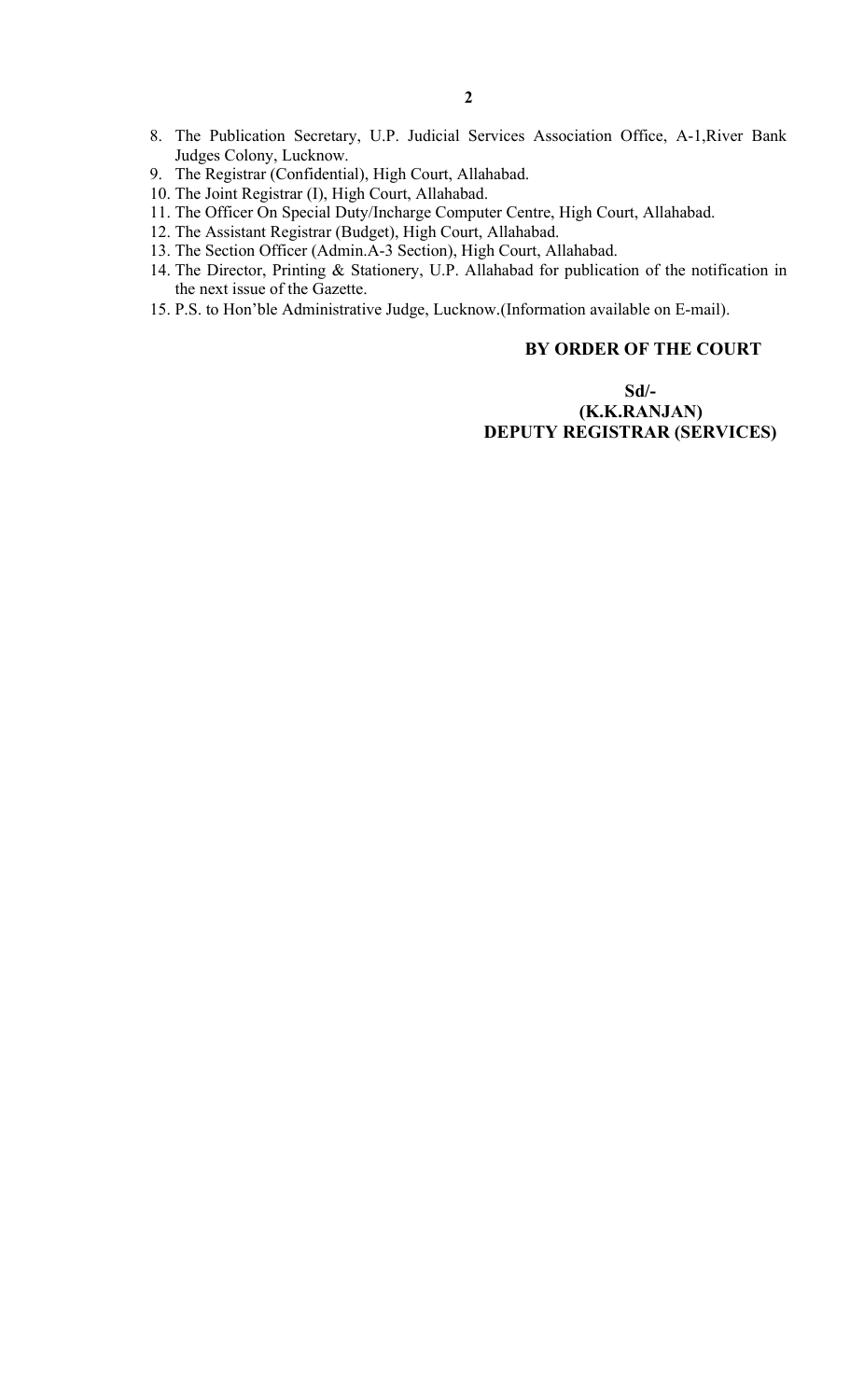8. The Publication Secretary, U.P. Judicial Services Association Office, A-1,River Bank Judges Colony, Lucknow.
9. The Registrar (Confidential), High Court, Allahabad.
10. The Joint Registrar (I), High Court, Allahabad.
11. The Officer On Special Duty/Incharge Computer Centre, High Court, Allahabad.
12. The Assistant Registrar (Budget), High Court, Allahabad.
13. The Section Officer (Admin.A-3 Section), High Court, Allahabad.
14. The Director, Printing & Stationery, U.P. Allahabad for publication of the notification in the next issue of the Gazette.
15. P.S. to Hon'ble Administrative Judge, Lucknow.(Information available on E-mail).

**BY ORDER OF THE COURT**

**Sd/-**
**(K.K.RANJAN)**
**DEPUTY REGISTRAR (SERVICES)**